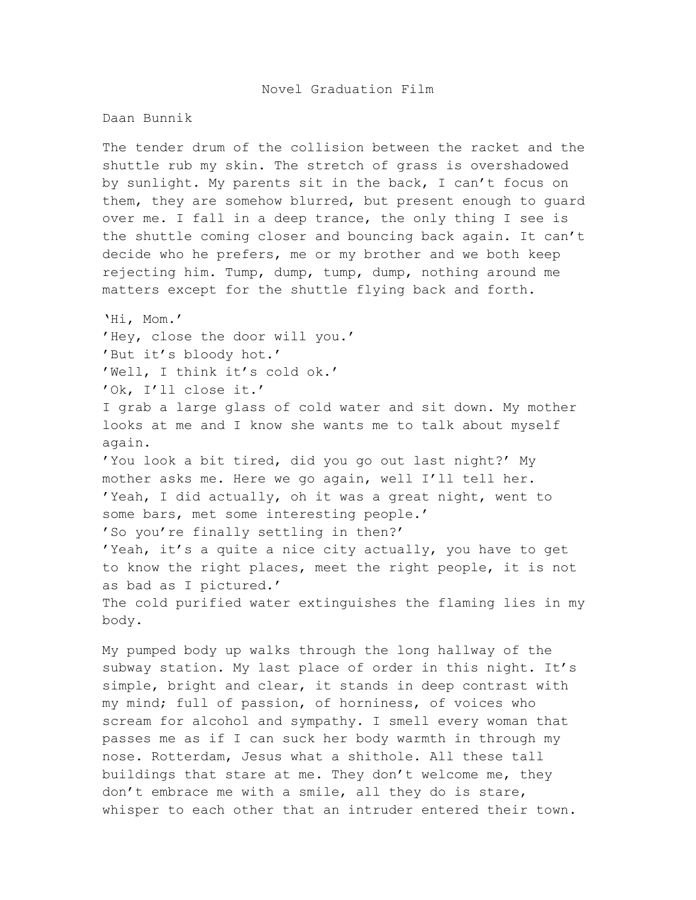# Novel Graduation Film

Daan Bunnik

The tender drum of the collision between the racket and the shuttle rub my skin. The stretch of grass is overshadowed by sunlight. My parents sit in the back, I can't focus on them, they are somehow blurred, but present enough to guard over me. I fall in a deep trance, the only thing I see is the shuttle coming closer and bouncing back again. It can't decide who he prefers, me or my brother and we both keep rejecting him. Tump, dump, tump, dump, nothing around me matters except for the shuttle flying back and forth.

'Hi, Mom.'  
'Hey, close the door will you.'  
'But it's bloody hot.'  
'Well, I think it's cold ok.'  
'Ok, I'll close it.'  
I grab a large glass of cold water and sit down. My mother looks at me and I know she wants me to talk about myself again.  
'You look a bit tired, did you go out last night?' My mother asks me. Here we go again, well I'll tell her.  
'Yeah, I did actually, oh it was a great night, went to some bars, met some interesting people.'  
'So you're finally settling in then?'  
'Yeah, it's a quite a nice city actually, you have to get to know the right places, meet the right people, it is not as bad as I pictured.'  
The cold purified water extinguishes the flaming lies in my body.

My pumped body up walks through the long hallway of the subway station. My last place of order in this night. It's simple, bright and clear, it stands in deep contrast with my mind; full of passion, of horniness, of voices who scream for alcohol and sympathy. I smell every woman that passes me as if I can suck her body warmth in through my nose. Rotterdam, Jesus what a shithole. All these tall buildings that stare at me. They don't welcome me, they don't embrace me with a smile, all they do is stare, whisper to each other that an intruder entered their town.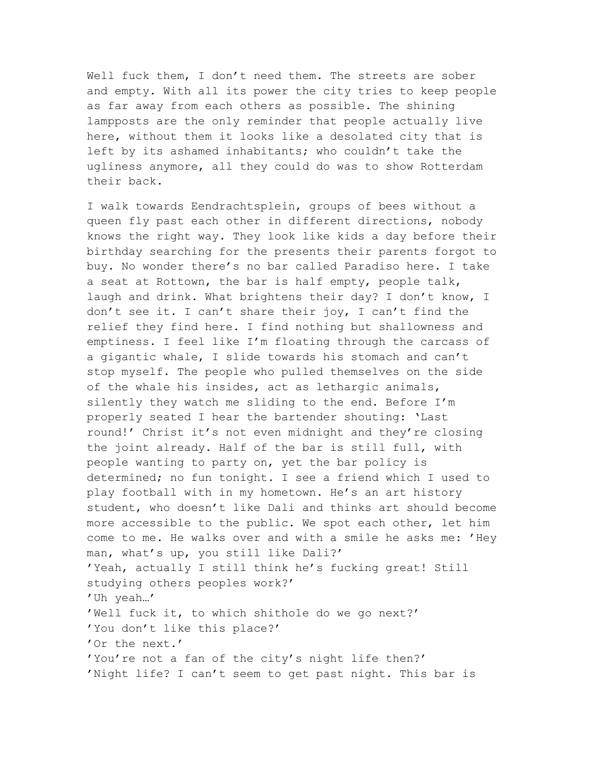Well fuck them, I don't need them. The streets are sober and empty. With all its power the city tries to keep people as far away from each others as possible. The shining lampposts are the only reminder that people actually live here, without them it looks like a desolated city that is left by its ashamed inhabitants; who couldn't take the ugliness anymore, all they could do was to show Rotterdam their back.

I walk towards Eendrachtsplein, groups of bees without a queen fly past each other in different directions, nobody knows the right way. They look like kids a day before their birthday searching for the presents their parents forgot to buy. No wonder there's no bar called Paradiso here. I take a seat at Rottown, the bar is half empty, people talk, laugh and drink. What brightens their day? I don't know, I don't see it. I can't share their joy, I can't find the relief they find here. I find nothing but shallowness and emptiness. I feel like I'm floating through the carcass of a gigantic whale, I slide towards his stomach and can't stop myself. The people who pulled themselves on the side of the whale his insides, act as lethargic animals, silently they watch me sliding to the end. Before I'm properly seated I hear the bartender shouting: 'Last round!' Christ it's not even midnight and they're closing the joint already. Half of the bar is still full, with people wanting to party on, yet the bar policy is determined; no fun tonight. I see a friend which I used to play football with in my hometown. He's an art history student, who doesn't like Dali and thinks art should become more accessible to the public. We spot each other, let him come to me. He walks over and with a smile he asks me: 'Hey man, what's up, you still like Dali?'
'Yeah, actually I still think he's fucking great! Still studying others peoples work?'
'Uh yeah…'
'Well fuck it, to which shithole do we go next?'
'You don't like this place?'
'Or the next.'
'You're not a fan of the city's night life then?'
'Night life? I can't seem to get past night. This bar is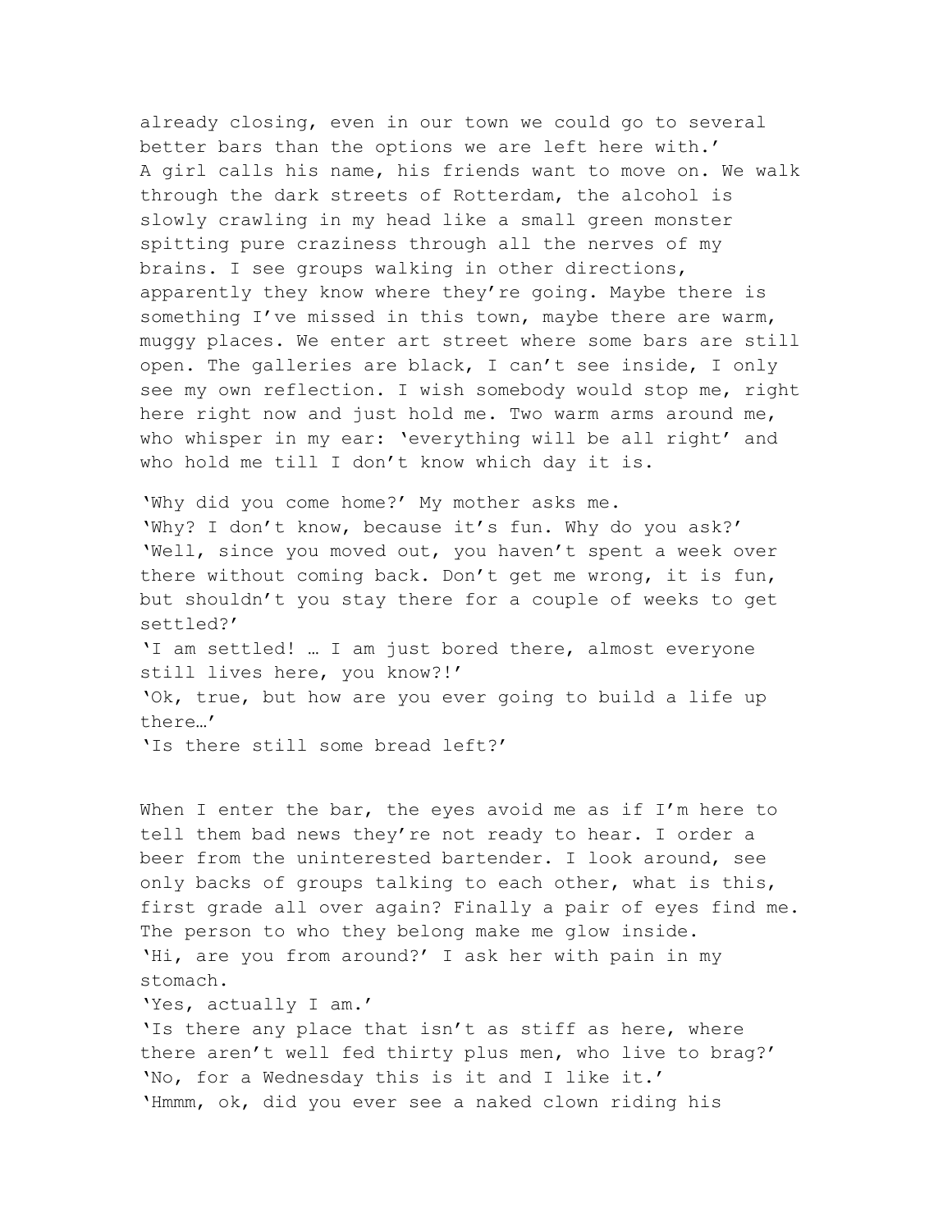already closing, even in our town we could go to several better bars than the options we are left here with.'
A girl calls his name, his friends want to move on. We walk through the dark streets of Rotterdam, the alcohol is slowly crawling in my head like a small green monster spitting pure craziness through all the nerves of my brains. I see groups walking in other directions, apparently they know where they're going. Maybe there is something I've missed in this town, maybe there are warm, muggy places. We enter art street where some bars are still open. The galleries are black, I can't see inside, I only see my own reflection. I wish somebody would stop me, right here right now and just hold me. Two warm arms around me, who whisper in my ear: 'everything will be all right' and who hold me till I don't know which day it is.

'Why did you come home?' My mother asks me.
'Why? I don't know, because it's fun. Why do you ask?'
'Well, since you moved out, you haven't spent a week over there without coming back. Don't get me wrong, it is fun, but shouldn't you stay there for a couple of weeks to get settled?'
'I am settled! … I am just bored there, almost everyone still lives here, you know?!'
'Ok, true, but how are you ever going to build a life up there…'
'Is there still some bread left?'

When I enter the bar, the eyes avoid me as if I'm here to tell them bad news they're not ready to hear. I order a beer from the uninterested bartender. I look around, see only backs of groups talking to each other, what is this, first grade all over again? Finally a pair of eyes find me. The person to who they belong make me glow inside.
'Hi, are you from around?' I ask her with pain in my stomach.
'Yes, actually I am.'
'Is there any place that isn't as stiff as here, where there aren't well fed thirty plus men, who live to brag?'
'No, for a Wednesday this is it and I like it.'
'Hmmm, ok, did you ever see a naked clown riding his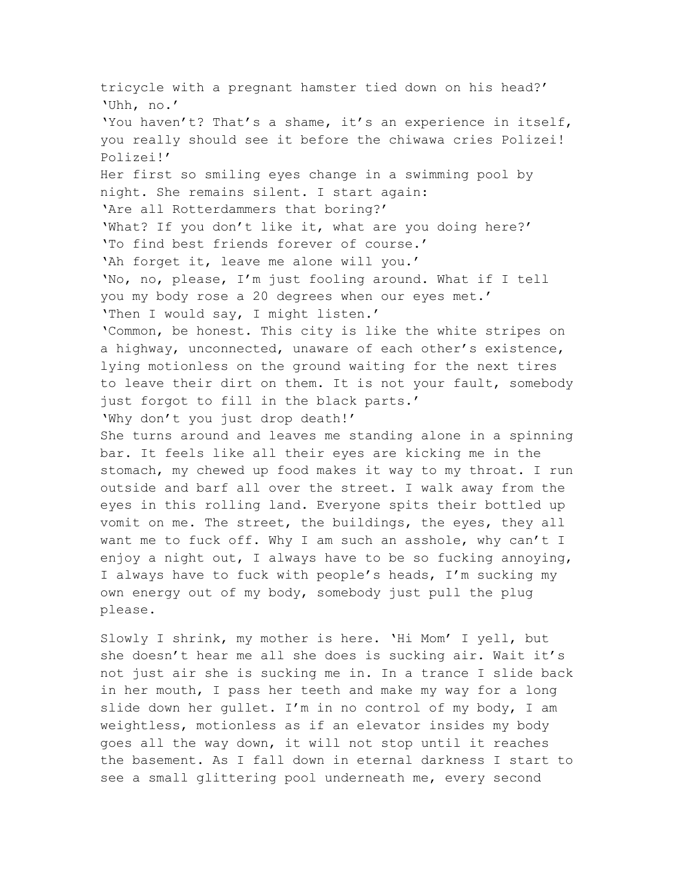tricycle with a pregnant hamster tied down on his head?'
'Uhh, no.'
'You haven't? That's a shame, it's an experience in itself, you really should see it before the chiwawa cries Polizei! Polizei!'
Her first so smiling eyes change in a swimming pool by night. She remains silent. I start again:
'Are all Rotterdammers that boring?'
'What? If you don't like it, what are you doing here?'
'To find best friends forever of course.'
'Ah forget it, leave me alone will you.'
'No, no, please, I'm just fooling around. What if I tell you my body rose a 20 degrees when our eyes met.'
'Then I would say, I might listen.'
'Common, be honest. This city is like the white stripes on a highway, unconnected, unaware of each other's existence, lying motionless on the ground waiting for the next tires to leave their dirt on them. It is not your fault, somebody just forgot to fill in the black parts.'
'Why don't you just drop death!'
She turns around and leaves me standing alone in a spinning bar. It feels like all their eyes are kicking me in the stomach, my chewed up food makes it way to my throat. I run outside and barf all over the street. I walk away from the eyes in this rolling land. Everyone spits their bottled up vomit on me. The street, the buildings, the eyes, they all want me to fuck off. Why I am such an asshole, why can't I enjoy a night out, I always have to be so fucking annoying, I always have to fuck with people's heads, I'm sucking my own energy out of my body, somebody just pull the plug please.

Slowly I shrink, my mother is here. 'Hi Mom' I yell, but she doesn't hear me all she does is sucking air. Wait it's not just air she is sucking me in. In a trance I slide back in her mouth, I pass her teeth and make my way for a long slide down her gullet. I'm in no control of my body, I am weightless, motionless as if an elevator insides my body goes all the way down, it will not stop until it reaches the basement. As I fall down in eternal darkness I start to see a small glittering pool underneath me, every second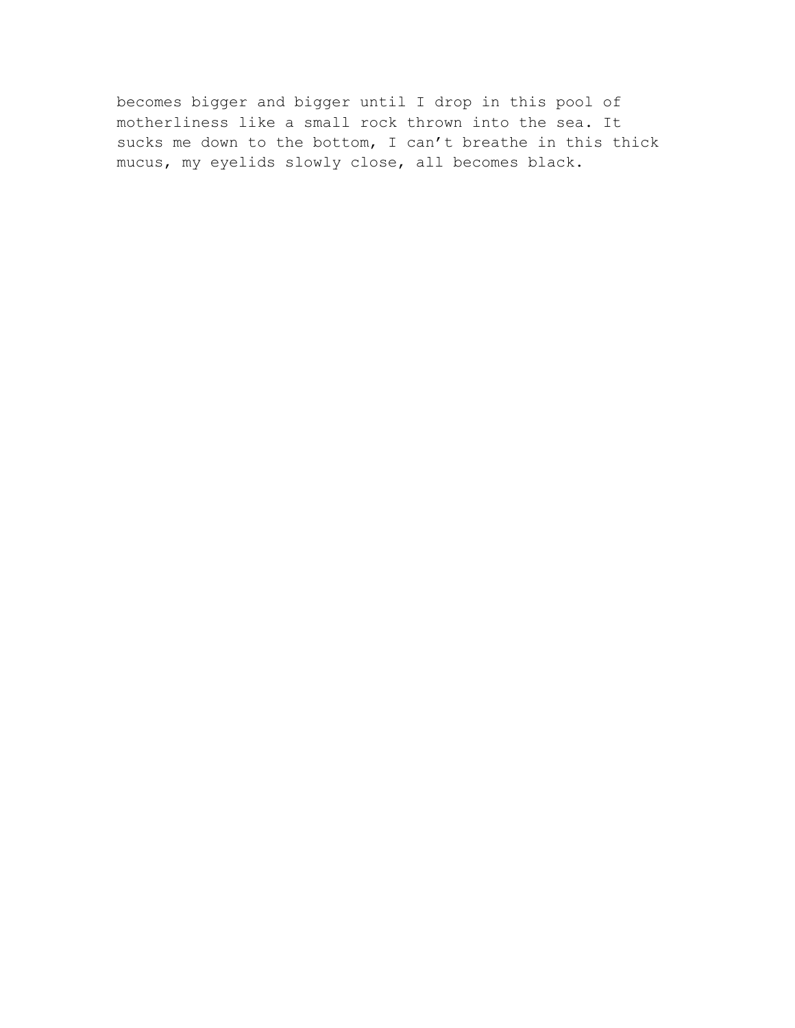becomes bigger and bigger until I drop in this pool of motherliness like a small rock thrown into the sea. It sucks me down to the bottom, I can’t breathe in this thick mucus, my eyelids slowly close, all becomes black.